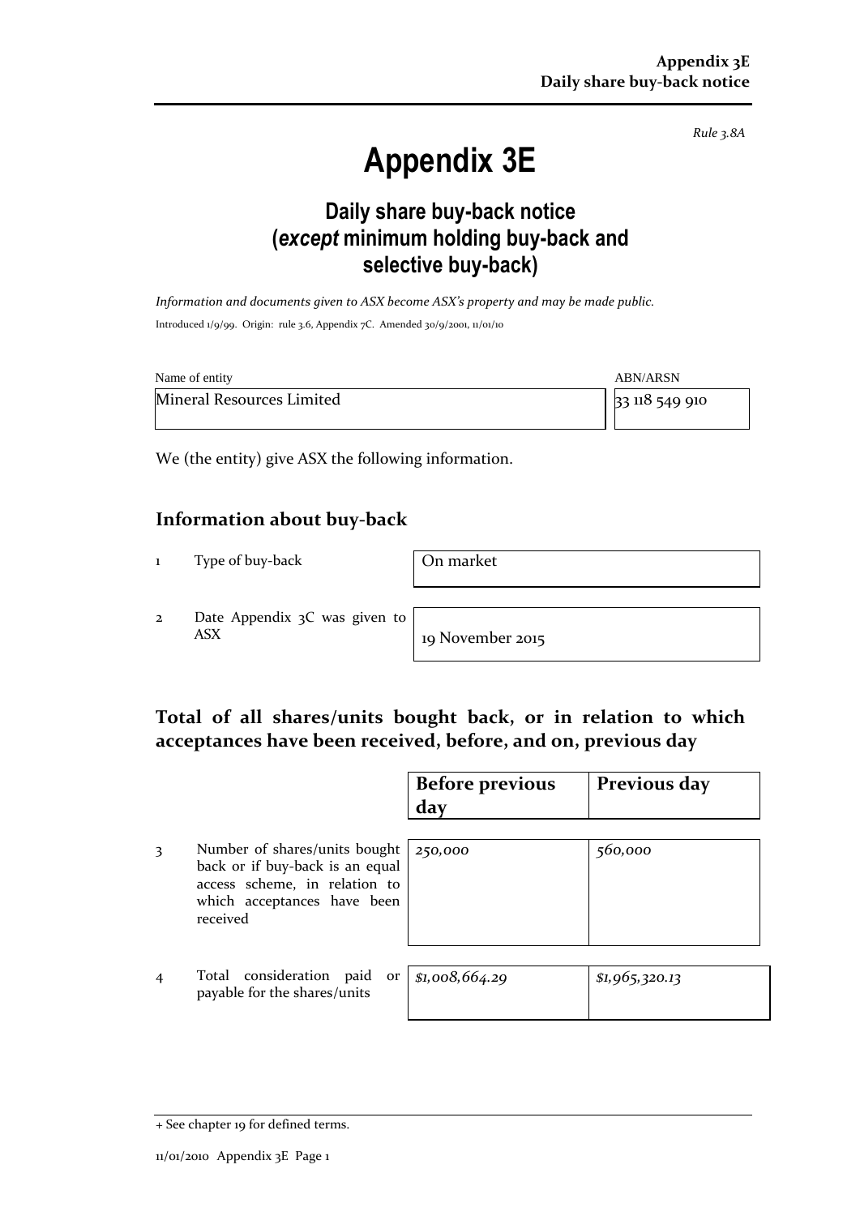*Rule 3.8A*

# Appendix 3E

## Daily share buy-back notice (*except* minimum holding buy-back and selective buy-back)

*Information and documents given to ASX become ASX's property and may be made public.*

Introduced 1/9/99. Origin: rule 3.6, Appendix 7C. Amended 30/9/2001, 11/01/10

| Name of entity | ABN/ARSN |
|---|---|
| Mineral Resources Limited | 33 118 549 910 |

We (the entity) give ASX the following information.

## Information about buy-back

| | | |
|---|---|---|
| 1 | Type of buy-back | On market |
| 2 | Date Appendix 3C was given to ASX | 19 November 2015 |

## Total of all shares/units bought back, or in relation to which acceptances have been received, before, and on, previous day

| | | Before previous day | Previous day |
|---|---|---|---|
| 3 | Number of shares/units bought back or if buy-back is an equal access scheme, in relation to which acceptances have been received | *250,000* | *560,000* |
| 4 | Total consideration paid or payable for the shares/units | *$1,008,664.29* | *$1,965,320.13* |

+ See chapter 19 for defined terms.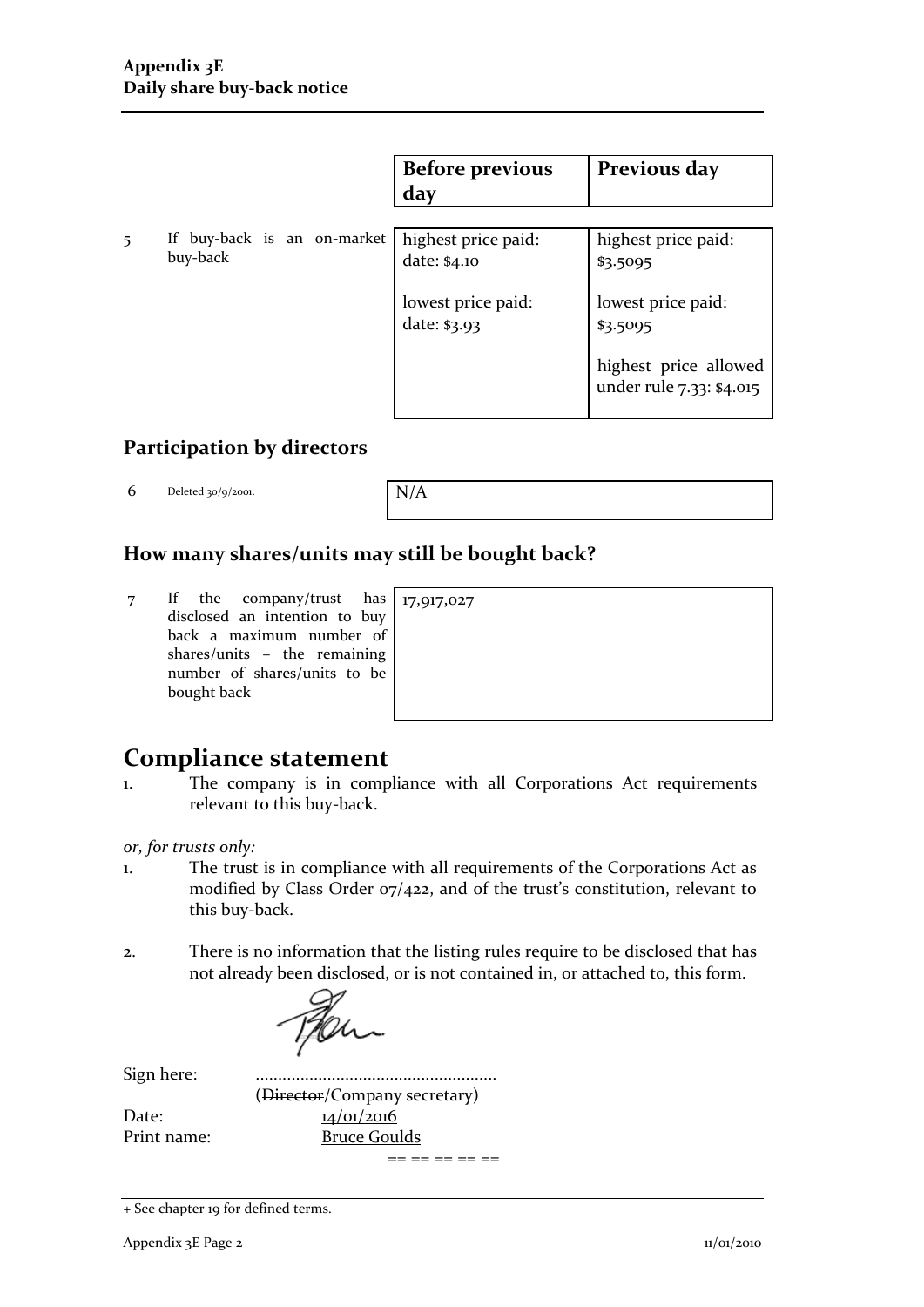**Appendix 3E**
**Daily share buy-back notice**

| | | Before previous day | Previous day |
|---|---|---|---|
| 5 | If buy-back is an on-market buy-back | highest price paid: date: $4.10<br><br>lowest price paid: date: $3.93 | highest price paid: $3.5095<br><br>lowest price paid: $3.5095<br><br>highest price allowed under rule 7.33: $4.015 |

## Participation by directors

| | | |
|---|---|---|
| 6 | Deleted 30/9/2001. | N/A |

## How many shares/units may still be bought back?

| | | |
|---|---|---|
| 7 | If the company/trust has disclosed an intention to buy back a maximum number of shares/units – the remaining number of shares/units to be bought back | 17,917,027 |

# Compliance statement

1. The company is in compliance with all Corporations Act requirements relevant to this buy-back.

*or, for trusts only:*

1. The trust is in compliance with all requirements of the Corporations Act as modified by Class Order 07/422, and of the trust's constitution, relevant to this buy-back.

2. There is no information that the listing rules require to be disclosed that has not already been disclosed, or is not contained in, or attached to, this form.

Sign here: ..................................................
(~~Director~~/Company secretary)

Date: 14/01/2016

Print name: Bruce Goulds

== == == == ==

+ See chapter 19 for defined terms.